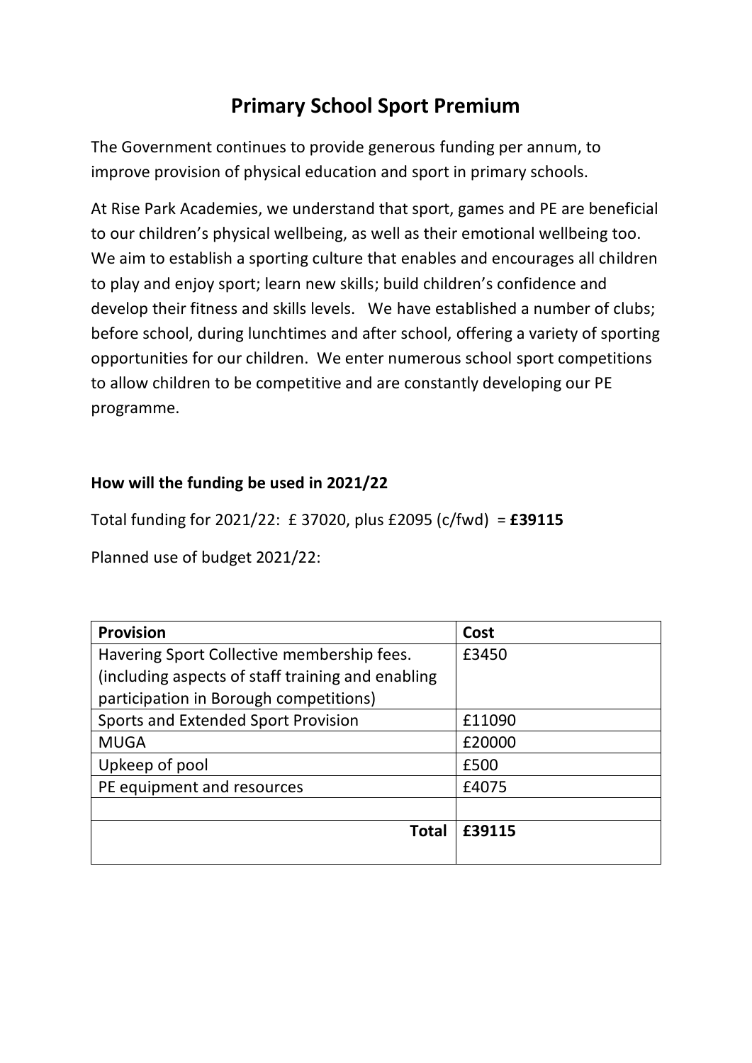# Primary School Sport Premium

The Government continues to provide generous funding per annum, to improve provision of physical education and sport in primary schools.

At Rise Park Academies, we understand that sport, games and PE are beneficial to our children's physical wellbeing, as well as their emotional wellbeing too. We aim to establish a sporting culture that enables and encourages all children to play and enjoy sport; learn new skills; build children's confidence and develop their fitness and skills levels. We have established a number of clubs; before school, during lunchtimes and after school, offering a variety of sporting opportunities for our children. We enter numerous school sport competitions to allow children to be competitive and are constantly developing our PE programme.

**How will the funding be used in 2021/22**

Total funding for 2021/22: £ 37020, plus £2095 (c/fwd) = **£39115**

Planned use of budget 2021/22:

| **Provision** | **Cost** |
|---|---|
| Havering Sport Collective membership fees. (including aspects of staff training and enabling participation in Borough competitions) | £3450 |
| Sports and Extended Sport Provision | £11090 |
| MUGA | £20000 |
| Upkeep of pool | £500 |
| PE equipment and resources | £4075 |
| | |
| **Total** | **£39115** |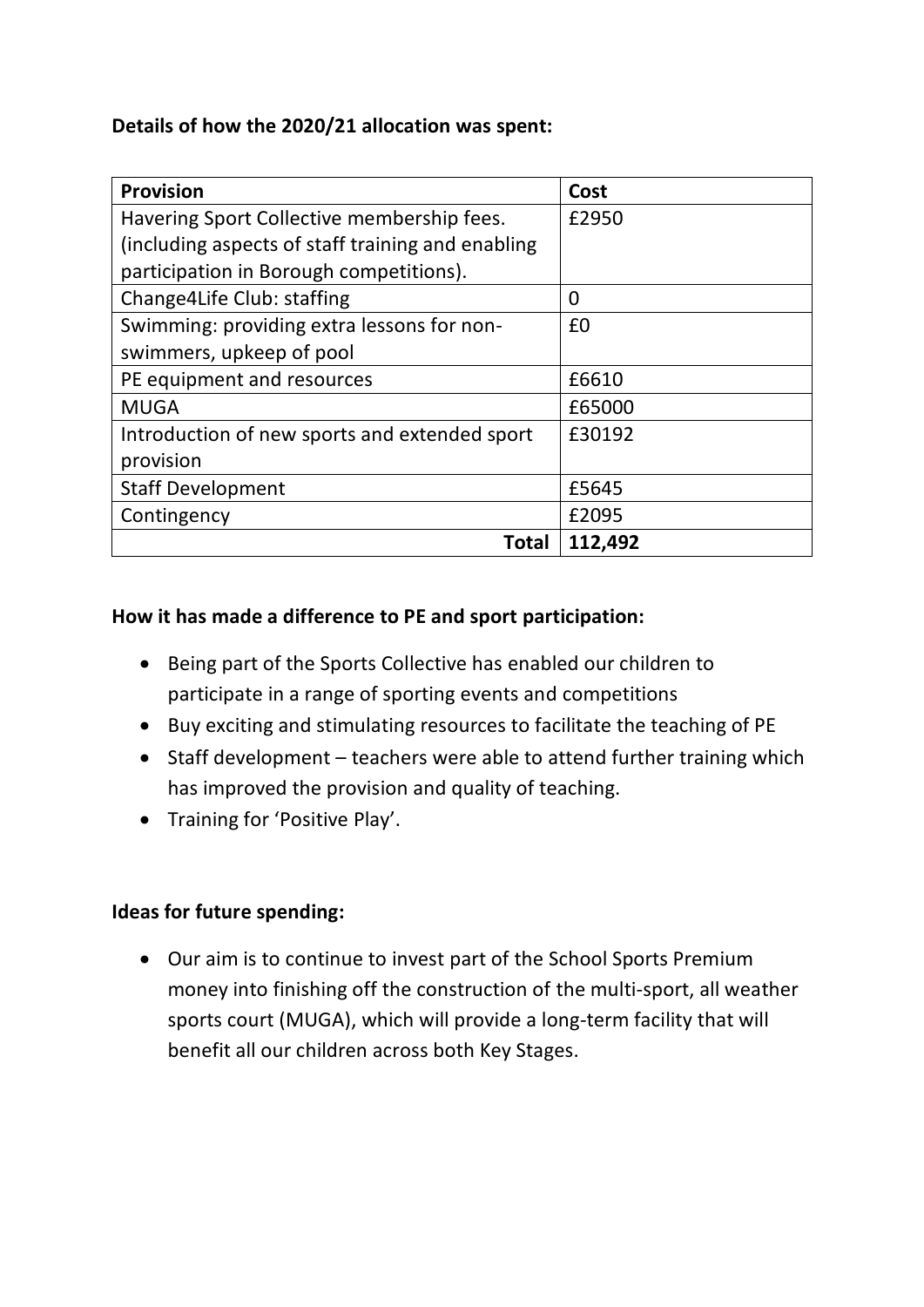**Details of how the 2020/21 allocation was spent:**

| Provision | Cost |
|---|---|
| Havering Sport Collective membership fees. (including aspects of staff training and enabling participation in Borough competitions). | £2950 |
| Change4Life Club: staffing | 0 |
| Swimming: providing extra lessons for non-swimmers, upkeep of pool | £0 |
| PE equipment and resources | £6610 |
| MUGA | £65000 |
| Introduction of new sports and extended sport provision | £30192 |
| Staff Development | £5645 |
| Contingency | £2095 |
| **Total** | **112,492** |

**How it has made a difference to PE and sport participation:**

- Being part of the Sports Collective has enabled our children to participate in a range of sporting events and competitions
- Buy exciting and stimulating resources to facilitate the teaching of PE
- Staff development – teachers were able to attend further training which has improved the provision and quality of teaching.
- Training for 'Positive Play'.

**Ideas for future spending:**

- Our aim is to continue to invest part of the School Sports Premium money into finishing off the construction of the multi-sport, all weather sports court (MUGA), which will provide a long-term facility that will benefit all our children across both Key Stages.